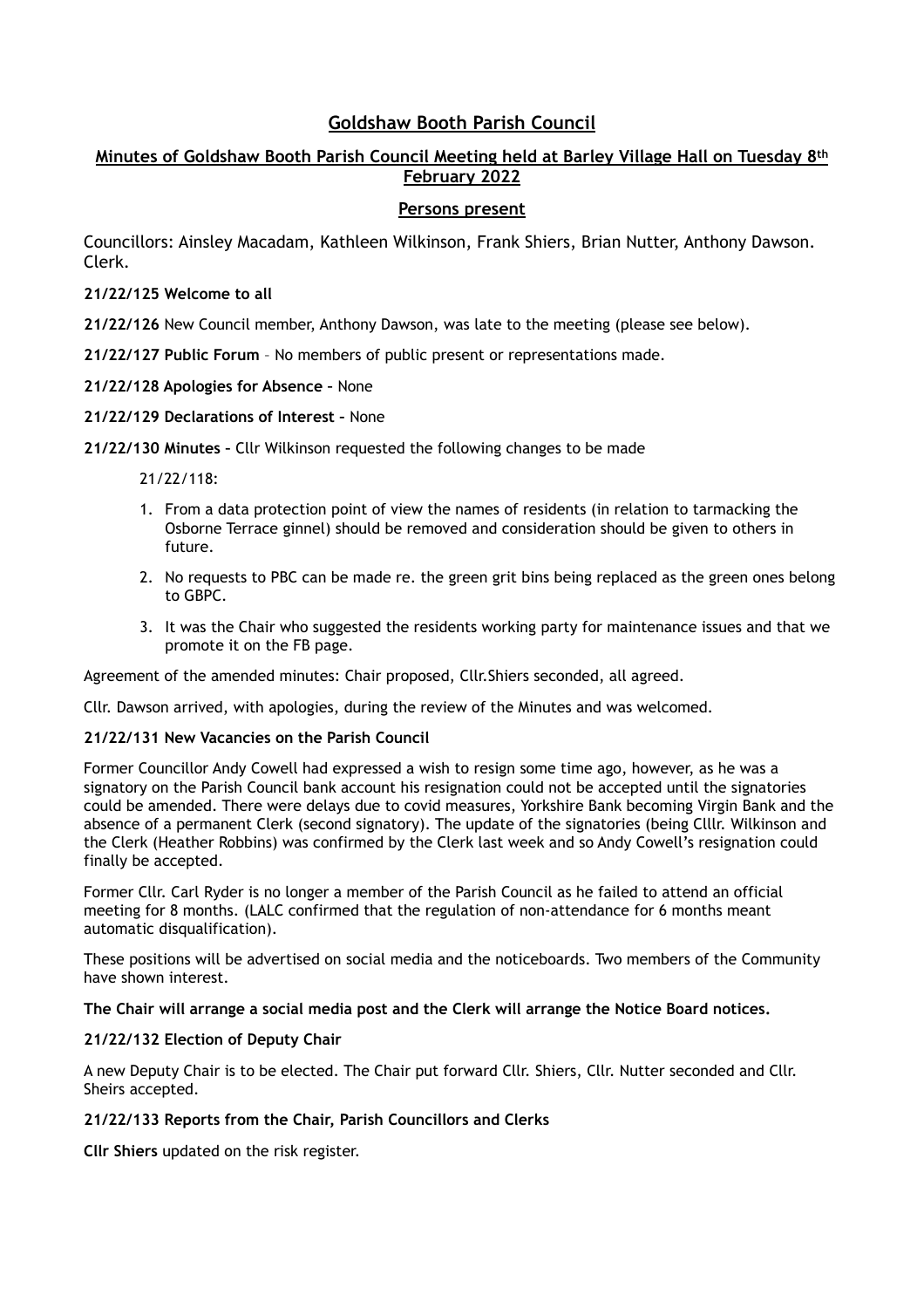# Goldshaw Booth Parish Council

## Minutes of Goldshaw Booth Parish Council Meeting held at Barley Village Hall on Tuesday 8th February 2022

### Persons present

Councillors: Ainsley Macadam, Kathleen Wilkinson, Frank Shiers, Brian Nutter, Anthony Dawson. Clerk.

**21/22/125 Welcome to all**

**21/22/126** New Council member, Anthony Dawson, was late to the meeting (please see below).

**21/22/127 Public Forum** – No members of public present or representations made.

**21/22/128 Apologies for Absence –** None

**21/22/129 Declarations of Interest –** None

**21/22/130 Minutes –** Cllr Wilkinson requested the following changes to be made

21/22/118:

1. From a data protection point of view the names of residents (in relation to tarmacking the Osborne Terrace ginnel) should be removed and consideration should be given to others in future.
2. No requests to PBC can be made re. the green grit bins being replaced as the green ones belong to GBPC.
3. It was the Chair who suggested the residents working party for maintenance issues and that we promote it on the FB page.

Agreement of the amended minutes: Chair proposed, Cllr.Shiers seconded, all agreed.

Cllr. Dawson arrived, with apologies, during the review of the Minutes and was welcomed.

**21/22/131 New Vacancies on the Parish Council**

Former Councillor Andy Cowell had expressed a wish to resign some time ago, however, as he was a signatory on the Parish Council bank account his resignation could not be accepted until the signatories could be amended. There were delays due to covid measures, Yorkshire Bank becoming Virgin Bank and the absence of a permanent Clerk (second signatory). The update of the signatories (being Clllr. Wilkinson and the Clerk (Heather Robbins) was confirmed by the Clerk last week and so Andy Cowell's resignation could finally be accepted.

Former Cllr. Carl Ryder is no longer a member of the Parish Council as he failed to attend an official meeting for 8 months. (LALC confirmed that the regulation of non-attendance for 6 months meant automatic disqualification).

These positions will be advertised on social media and the noticeboards. Two members of the Community have shown interest.

**The Chair will arrange a social media post and the Clerk will arrange the Notice Board notices.**

**21/22/132 Election of Deputy Chair**

A new Deputy Chair is to be elected. The Chair put forward Cllr. Shiers, Cllr. Nutter seconded and Cllr. Sheirs accepted.

**21/22/133 Reports from the Chair, Parish Councillors and Clerks**

**Cllr Shiers** updated on the risk register.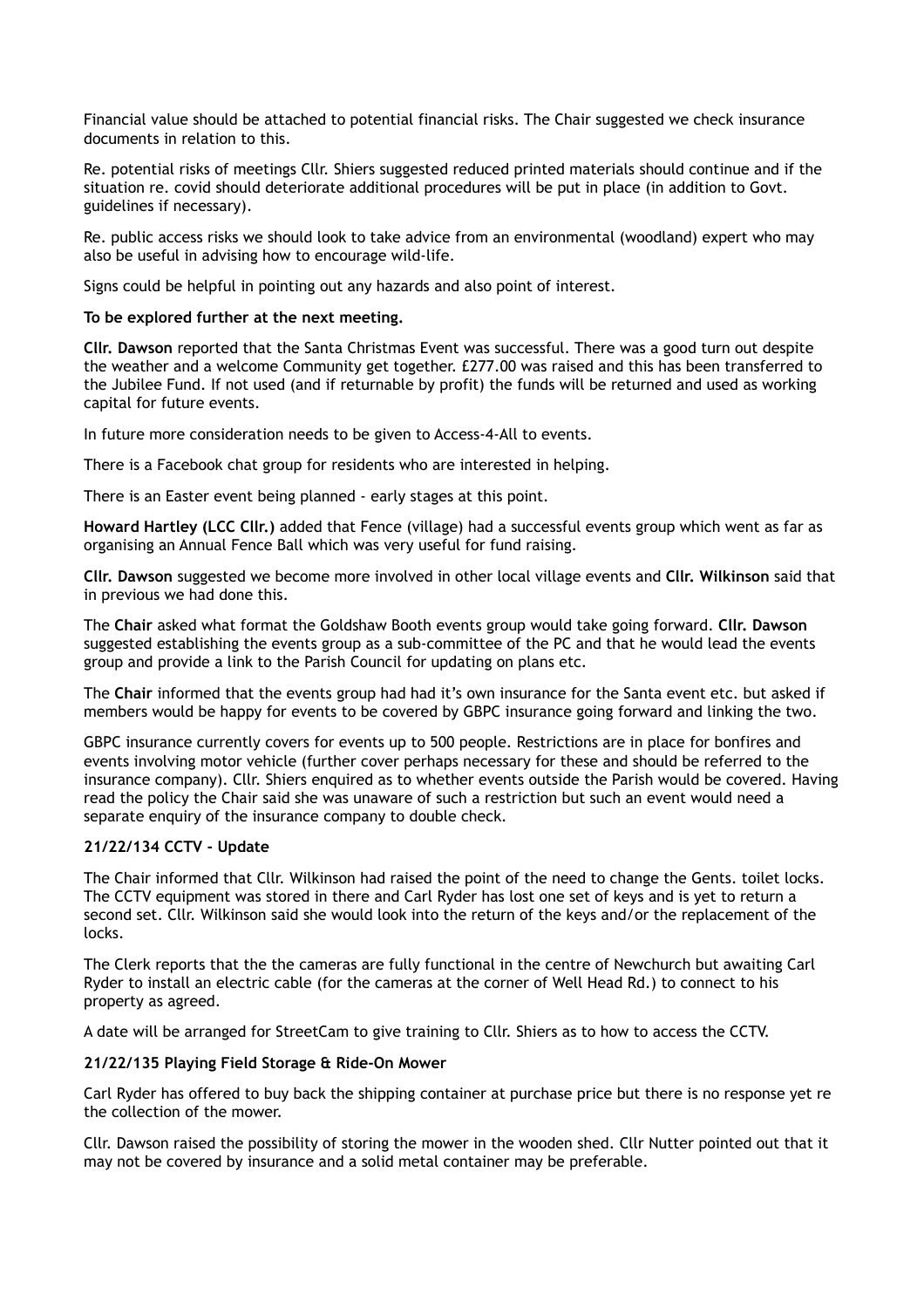Financial value should be attached to potential financial risks. The Chair suggested we check insurance documents in relation to this.

Re. potential risks of meetings Cllr. Shiers suggested reduced printed materials should continue and if the situation re. covid should deteriorate additional procedures will be put in place (in addition to Govt. guidelines if necessary).

Re. public access risks we should look to take advice from an environmental (woodland) expert who may also be useful in advising how to encourage wild-life.

Signs could be helpful in pointing out any hazards and also point of interest.

**To be explored further at the next meeting.**

**Cllr. Dawson** reported that the Santa Christmas Event was successful. There was a good turn out despite the weather and a welcome Community get together. £277.00 was raised and this has been transferred to the Jubilee Fund. If not used (and if returnable by profit) the funds will be returned and used as working capital for future events.

In future more consideration needs to be given to Access-4-All to events.

There is a Facebook chat group for residents who are interested in helping.

There is an Easter event being planned - early stages at this point.

**Howard Hartley (LCC Cllr.)** added that Fence (village) had a successful events group which went as far as organising an Annual Fence Ball which was very useful for fund raising.

**Cllr. Dawson** suggested we become more involved in other local village events and **Cllr. Wilkinson** said that in previous we had done this.

The **Chair** asked what format the Goldshaw Booth events group would take going forward. **Cllr. Dawson** suggested establishing the events group as a sub-committee of the PC and that he would lead the events group and provide a link to the Parish Council for updating on plans etc.

The **Chair** informed that the events group had had it's own insurance for the Santa event etc. but asked if members would be happy for events to be covered by GBPC insurance going forward and linking the two.

GBPC insurance currently covers for events up to 500 people. Restrictions are in place for bonfires and events involving motor vehicle (further cover perhaps necessary for these and should be referred to the insurance company). Cllr. Shiers enquired as to whether events outside the Parish would be covered. Having read the policy the Chair said she was unaware of such a restriction but such an event would need a separate enquiry of the insurance company to double check.

### 21/22/134 CCTV - Update

The Chair informed that Cllr. Wilkinson had raised the point of the need to change the Gents. toilet locks. The CCTV equipment was stored in there and Carl Ryder has lost one set of keys and is yet to return a second set. Cllr. Wilkinson said she would look into the return of the keys and/or the replacement of the locks.

The Clerk reports that the the cameras are fully functional in the centre of Newchurch but awaiting Carl Ryder to install an electric cable (for the cameras at the corner of Well Head Rd.) to connect to his property as agreed.

A date will be arranged for StreetCam to give training to Cllr. Shiers as to how to access the CCTV.

### 21/22/135 Playing Field Storage & Ride-On Mower

Carl Ryder has offered to buy back the shipping container at purchase price but there is no response yet re the collection of the mower.

Cllr. Dawson raised the possibility of storing the mower in the wooden shed. Cllr Nutter pointed out that it may not be covered by insurance and a solid metal container may be preferable.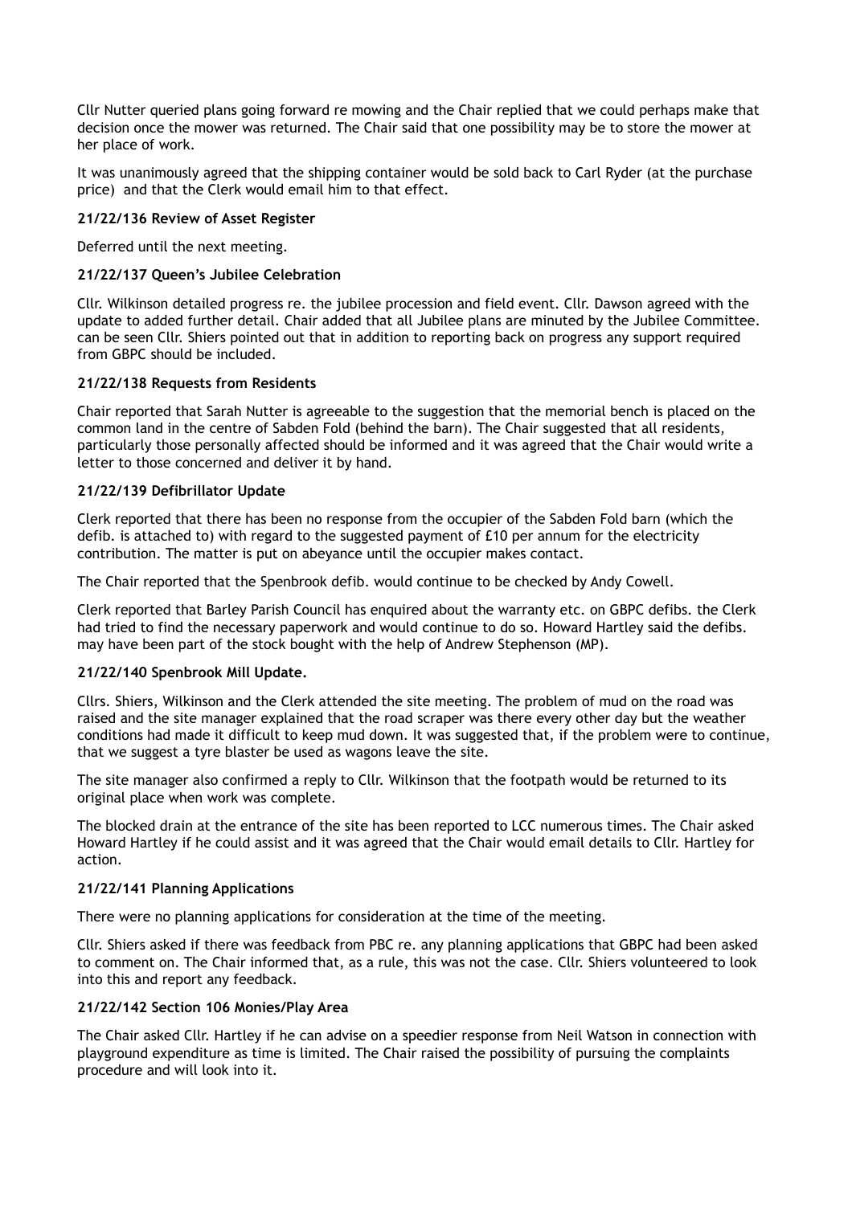Cllr Nutter queried plans going forward re mowing and the Chair replied that we could perhaps make that decision once the mower was returned. The Chair said that one possibility may be to store the mower at her place of work.

It was unanimously agreed that the shipping container would be sold back to Carl Ryder (at the purchase price) and that the Clerk would email him to that effect.

**21/22/136 Review of Asset Register**

Deferred until the next meeting.

**21/22/137 Queen's Jubilee Celebration**

Cllr. Wilkinson detailed progress re. the jubilee procession and field event. Cllr. Dawson agreed with the update to added further detail. Chair added that all Jubilee plans are minuted by the Jubilee Committee. can be seen Cllr. Shiers pointed out that in addition to reporting back on progress any support required from GBPC should be included.

**21/22/138 Requests from Residents**

Chair reported that Sarah Nutter is agreeable to the suggestion that the memorial bench is placed on the common land in the centre of Sabden Fold (behind the barn). The Chair suggested that all residents, particularly those personally affected should be informed and it was agreed that the Chair would write a letter to those concerned and deliver it by hand.

**21/22/139 Defibrillator Update**

Clerk reported that there has been no response from the occupier of the Sabden Fold barn (which the defib. is attached to) with regard to the suggested payment of £10 per annum for the electricity contribution. The matter is put on abeyance until the occupier makes contact.

The Chair reported that the Spenbrook defib. would continue to be checked by Andy Cowell.

Clerk reported that Barley Parish Council has enquired about the warranty etc. on GBPC defibs. the Clerk had tried to find the necessary paperwork and would continue to do so. Howard Hartley said the defibs. may have been part of the stock bought with the help of Andrew Stephenson (MP).

**21/22/140 Spenbrook Mill Update.**

Cllrs. Shiers, Wilkinson and the Clerk attended the site meeting. The problem of mud on the road was raised and the site manager explained that the road scraper was there every other day but the weather conditions had made it difficult to keep mud down. It was suggested that, if the problem were to continue, that we suggest a tyre blaster be used as wagons leave the site.

The site manager also confirmed a reply to Cllr. Wilkinson that the footpath would be returned to its original place when work was complete.

The blocked drain at the entrance of the site has been reported to LCC numerous times. The Chair asked Howard Hartley if he could assist and it was agreed that the Chair would email details to Cllr. Hartley for action.

**21/22/141 Planning Applications**

There were no planning applications for consideration at the time of the meeting.

Cllr. Shiers asked if there was feedback from PBC re. any planning applications that GBPC had been asked to comment on. The Chair informed that, as a rule, this was not the case. Cllr. Shiers volunteered to look into this and report any feedback.

**21/22/142 Section 106 Monies/Play Area**

The Chair asked Cllr. Hartley if he can advise on a speedier response from Neil Watson in connection with playground expenditure as time is limited. The Chair raised the possibility of pursuing the complaints procedure and will look into it.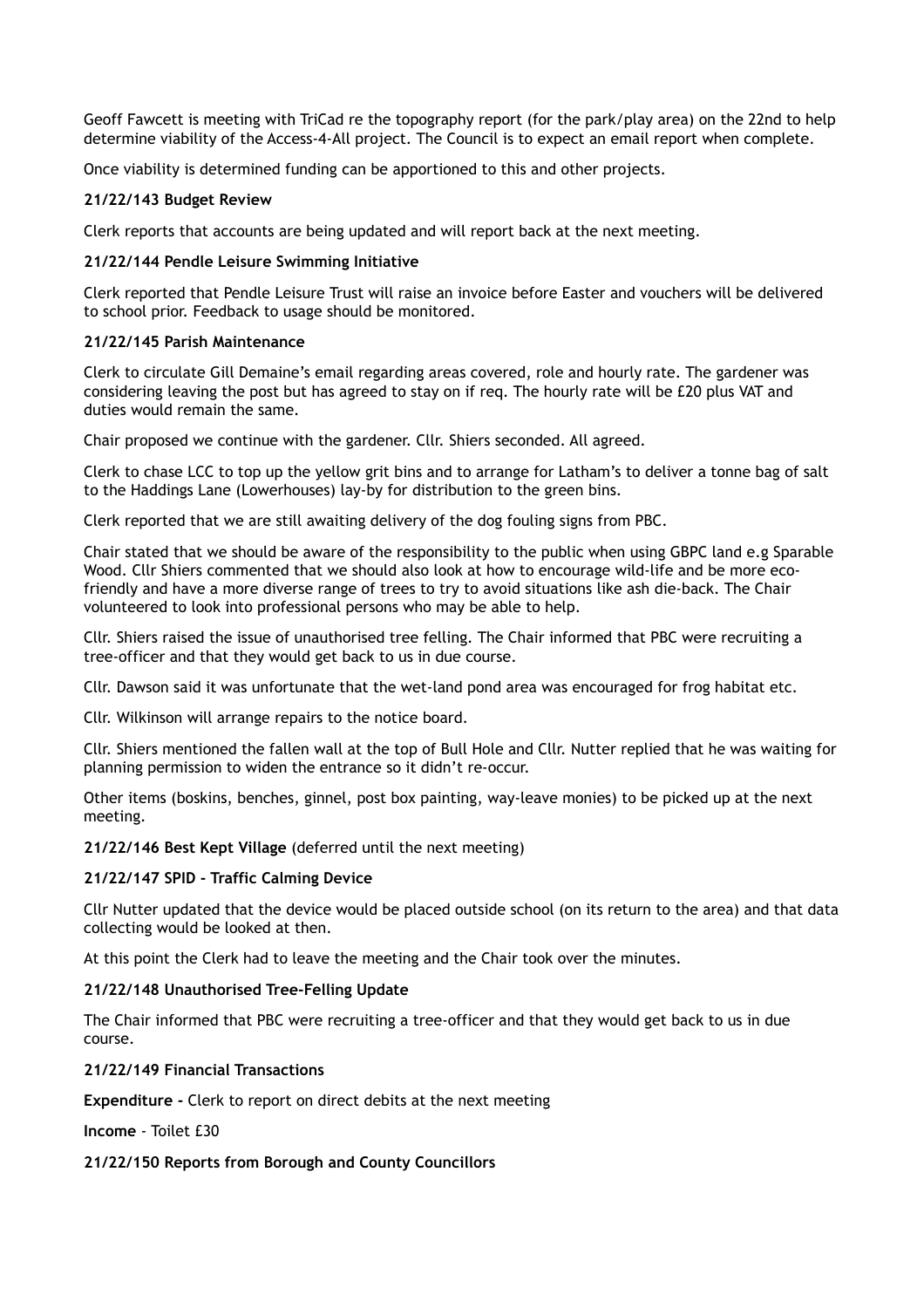Geoff Fawcett is meeting with TriCad re the topography report (for the park/play area) on the 22nd to help determine viability of the Access-4-All project. The Council is to expect an email report when complete.

Once viability is determined funding can be apportioned to this and other projects.

**21/22/143 Budget Review**

Clerk reports that accounts are being updated and will report back at the next meeting.

**21/22/144 Pendle Leisure Swimming Initiative**

Clerk reported that Pendle Leisure Trust will raise an invoice before Easter and vouchers will be delivered to school prior. Feedback to usage should be monitored.

**21/22/145 Parish Maintenance**

Clerk to circulate Gill Demaine's email regarding areas covered, role and hourly rate. The gardener was considering leaving the post but has agreed to stay on if req. The hourly rate will be £20 plus VAT and duties would remain the same.

Chair proposed we continue with the gardener. Cllr. Shiers seconded. All agreed.

Clerk to chase LCC to top up the yellow grit bins and to arrange for Latham's to deliver a tonne bag of salt to the Haddings Lane (Lowerhouses) lay-by for distribution to the green bins.

Clerk reported that we are still awaiting delivery of the dog fouling signs from PBC.

Chair stated that we should be aware of the responsibility to the public when using GBPC land e.g Sparable Wood. Cllr Shiers commented that we should also look at how to encourage wild-life and be more eco-friendly and have a more diverse range of trees to try to avoid situations like ash die-back. The Chair volunteered to look into professional persons who may be able to help.

Cllr. Shiers raised the issue of unauthorised tree felling. The Chair informed that PBC were recruiting a tree-officer and that they would get back to us in due course.

Cllr. Dawson said it was unfortunate that the wet-land pond area was encouraged for frog habitat etc.

Cllr. Wilkinson will arrange repairs to the notice board.

Cllr. Shiers mentioned the fallen wall at the top of Bull Hole and Cllr. Nutter replied that he was waiting for planning permission to widen the entrance so it didn't re-occur.

Other items (boskins, benches, ginnel, post box painting, way-leave monies) to be picked up at the next meeting.

**21/22/146 Best Kept Village** (deferred until the next meeting)

**21/22/147 SPID - Traffic Calming Device**

Cllr Nutter updated that the device would be placed outside school (on its return to the area) and that data collecting would be looked at then.

At this point the Clerk had to leave the meeting and the Chair took over the minutes.

**21/22/148 Unauthorised Tree-Felling Update**

The Chair informed that PBC were recruiting a tree-officer and that they would get back to us in due course.

**21/22/149 Financial Transactions**

**Expenditure -** Clerk to report on direct debits at the next meeting

**Income** - Toilet £30

**21/22/150 Reports from Borough and County Councillors**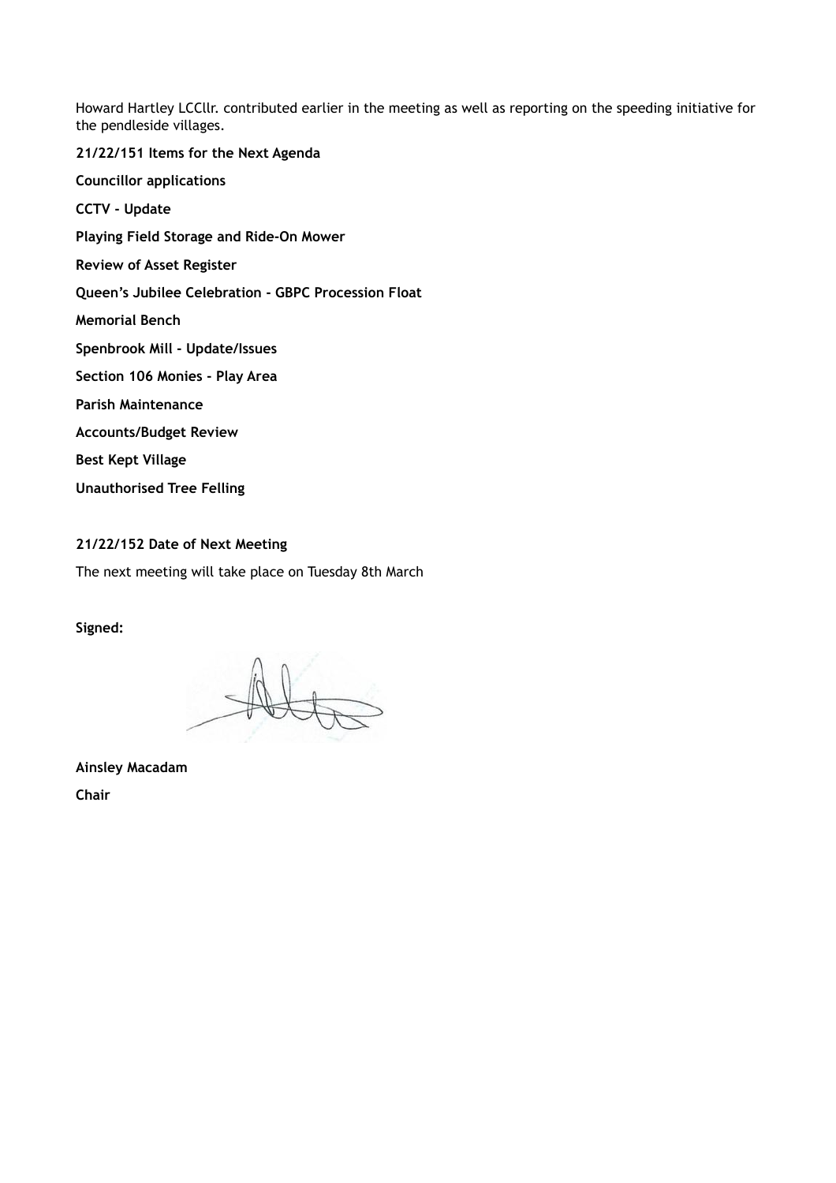Howard Hartley LCCllr. contributed earlier in the meeting as well as reporting on the speeding initiative for the pendleside villages.

**21/22/151 Items for the Next Agenda**

**Councillor applications**

**CCTV - Update**

**Playing Field Storage and Ride-On Mower**

**Review of Asset Register**

**Queen's Jubilee Celebration - GBPC Procession Float**

**Memorial Bench**

**Spenbrook Mill - Update/Issues**

**Section 106 Monies - Play Area**

**Parish Maintenance**

**Accounts/Budget Review**

**Best Kept Village**

**Unauthorised Tree Felling**

**21/22/152 Date of Next Meeting**

The next meeting will take place on Tuesday 8th March

**Signed:**

**Ainsley Macadam**

**Chair**